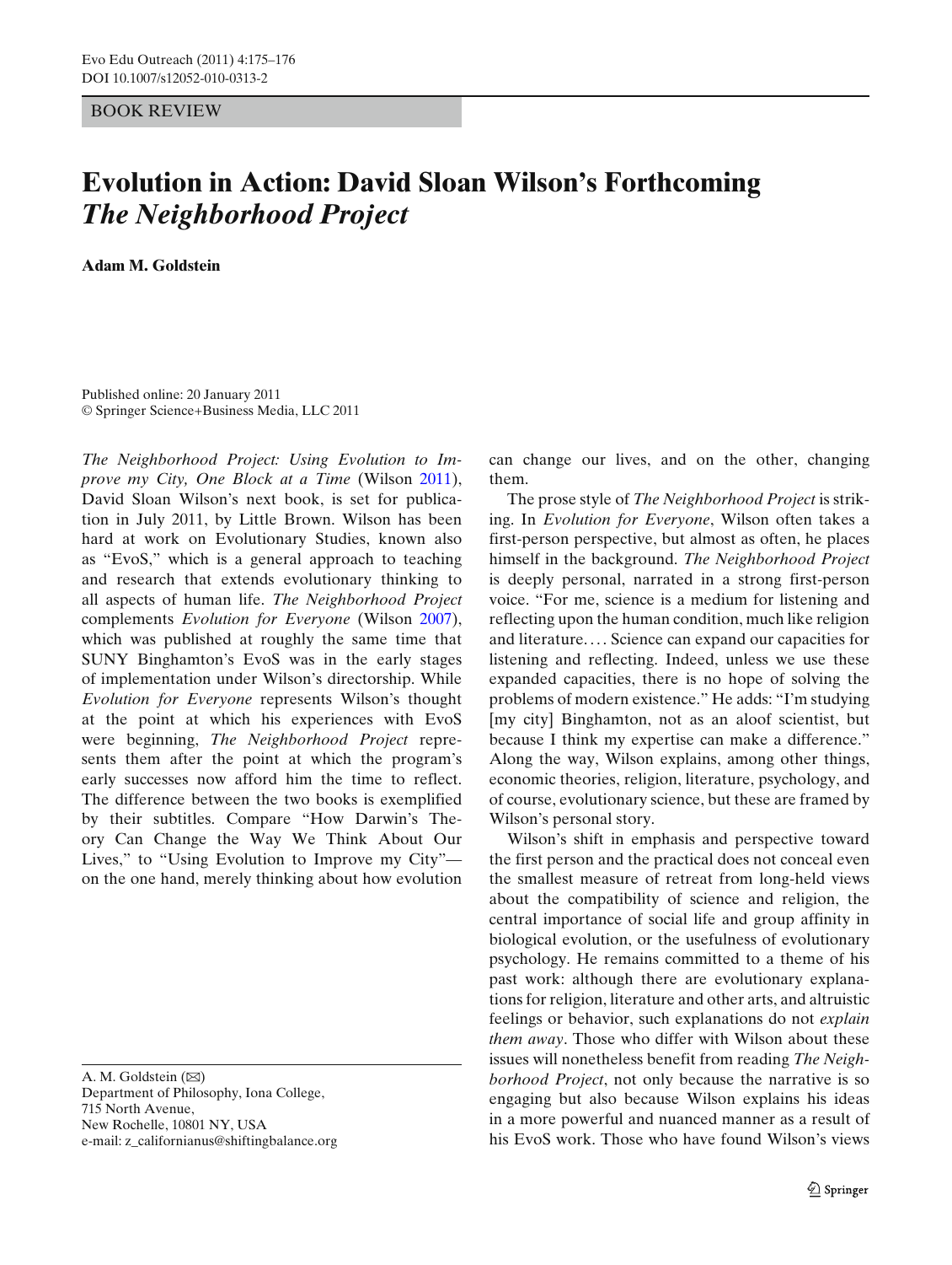BOOK REVIEW

# Evolution in Action: David Sloan Wilson's Forthcoming *The Neighborhood Project*

**Adam M. Goldstein**

Published online: 20 January 2011
© Springer Science+Business Media, LLC 2011

*The Neighborhood Project: Using Evolution to Improve my City, One Block at a Time* (Wilson 2011), David Sloan Wilson's next book, is set for publication in July 2011, by Little Brown. Wilson has been hard at work on Evolutionary Studies, known also as "EvoS," which is a general approach to teaching and research that extends evolutionary thinking to all aspects of human life. *The Neighborhood Project* complements *Evolution for Everyone* (Wilson 2007), which was published at roughly the same time that SUNY Binghamton's EvoS was in the early stages of implementation under Wilson's directorship. While *Evolution for Everyone* represents Wilson's thought at the point at which his experiences with EvoS were beginning, *The Neighborhood Project* represents them after the point at which the program's early successes now afford him the time to reflect. The difference between the two books is exemplified by their subtitles. Compare "How Darwin's Theory Can Change the Way We Think About Our Lives," to "Using Evolution to Improve my City"—on the one hand, merely thinking about how evolution can change our lives, and on the other, changing them.

The prose style of *The Neighborhood Project* is striking. In *Evolution for Everyone*, Wilson often takes a first-person perspective, but almost as often, he places himself in the background. *The Neighborhood Project* is deeply personal, narrated in a strong first-person voice. "For me, science is a medium for listening and reflecting upon the human condition, much like religion and literature.... Science can expand our capacities for listening and reflecting. Indeed, unless we use these expanded capacities, there is no hope of solving the problems of modern existence." He adds: "I'm studying [my city] Binghamton, not as an aloof scientist, but because I think my expertise can make a difference." Along the way, Wilson explains, among other things, economic theories, religion, literature, psychology, and of course, evolutionary science, but these are framed by Wilson's personal story.

Wilson's shift in emphasis and perspective toward the first person and the practical does not conceal even the smallest measure of retreat from long-held views about the compatibility of science and religion, the central importance of social life and group affinity in biological evolution, or the usefulness of evolutionary psychology. He remains committed to a theme of his past work: although there are evolutionary explanations for religion, literature and other arts, and altruistic feelings or behavior, such explanations do not *explain them away*. Those who differ with Wilson about these issues will nonetheless benefit from reading *The Neighborhood Project*, not only because the narrative is so engaging but also because Wilson explains his ideas in a more powerful and nuanced manner as a result of his EvoS work. Those who have found Wilson's views

A. M. Goldstein (✉)
Department of Philosophy, Iona College,
715 North Avenue,
New Rochelle, 10801 NY, USA
e-mail: z_californianus@shiftingbalance.org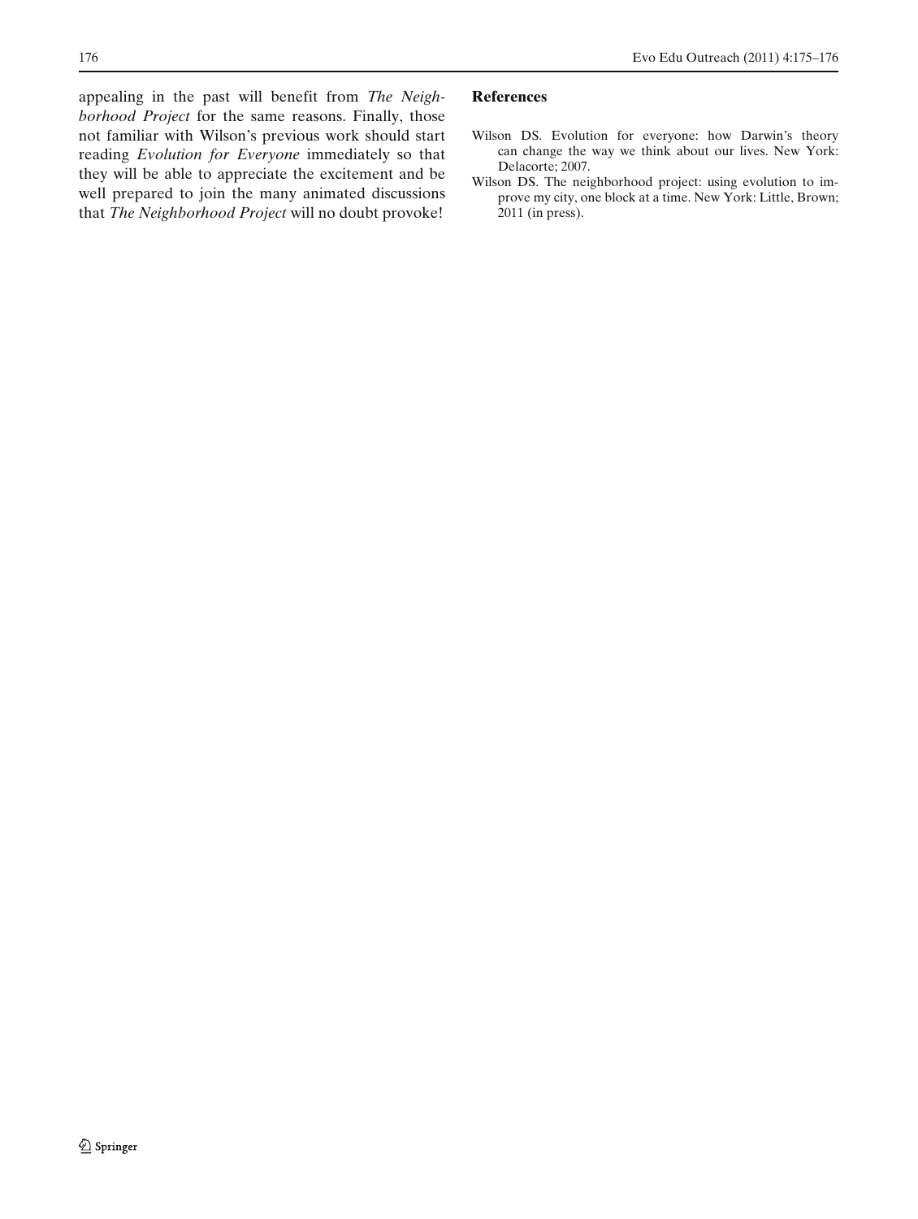appealing in the past will benefit from *The Neighborhood Project* for the same reasons. Finally, those not familiar with Wilson's previous work should start reading *Evolution for Everyone* immediately so that they will be able to appreciate the excitement and be well prepared to join the many animated discussions that *The Neighborhood Project* will no doubt provoke!

## References

Wilson DS. Evolution for everyone: how Darwin's theory can change the way we think about our lives. New York: Delacorte; 2007.

Wilson DS. The neighborhood project: using evolution to improve my city, one block at a time. New York: Little, Brown; 2011 (in press).